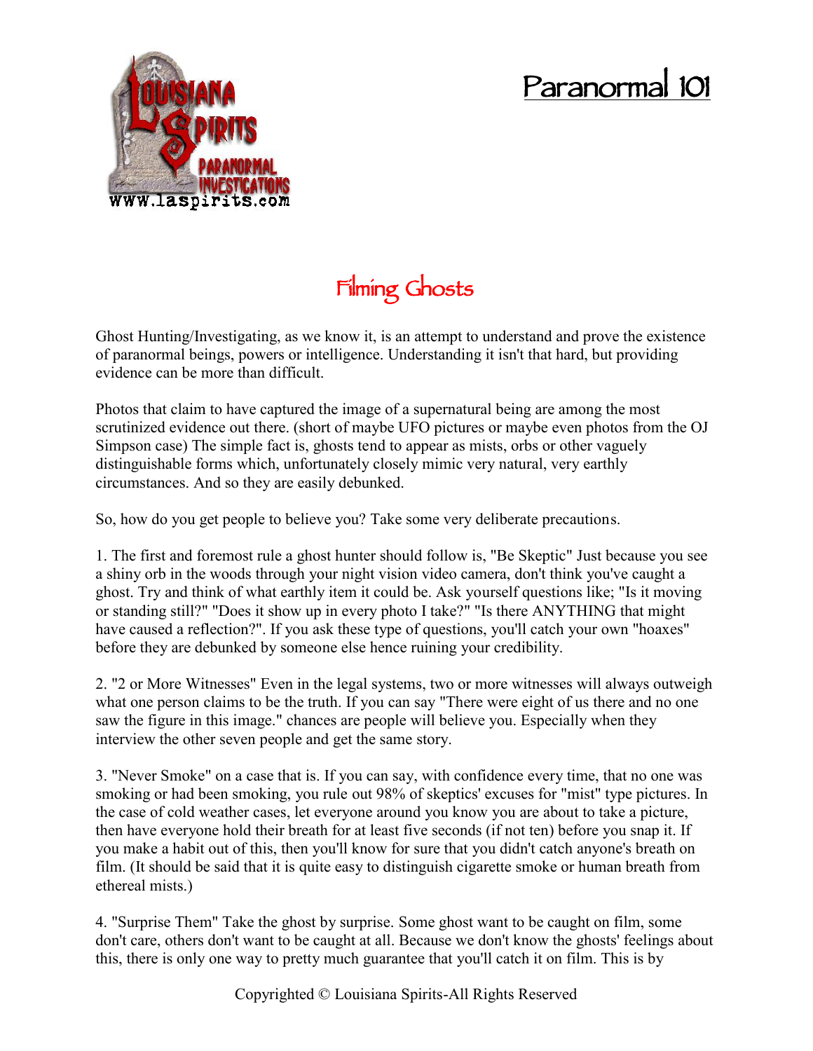# Paranormal 101

## Filming Ghosts

Ghost Hunting/Investigating, as we know it, is an attempt to understand and prove the existence of paranormal beings, powers or intelligence. Understanding it isn't that hard, but providing evidence can be more than difficult.

Photos that claim to have captured the image of a supernatural being are among the most scrutinized evidence out there. (short of maybe UFO pictures or maybe even photos from the OJ Simpson case) The simple fact is, ghosts tend to appear as mists, orbs or other vaguely distinguishable forms which, unfortunately closely mimic very natural, very earthly circumstances. And so they are easily debunked.

So, how do you get people to believe you? Take some very deliberate precautions.

1. The first and foremost rule a ghost hunter should follow is, "Be Skeptic" Just because you see a shiny orb in the woods through your night vision video camera, don't think you've caught a ghost. Try and think of what earthly item it could be. Ask yourself questions like; "Is it moving or standing still?" "Does it show up in every photo I take?" "Is there ANYTHING that might have caused a reflection?". If you ask these type of questions, you'll catch your own "hoaxes" before they are debunked by someone else hence ruining your credibility.

2. "2 or More Witnesses" Even in the legal systems, two or more witnesses will always outweigh what one person claims to be the truth. If you can say "There were eight of us there and no one saw the figure in this image." chances are people will believe you. Especially when they interview the other seven people and get the same story.

3. "Never Smoke" on a case that is. If you can say, with confidence every time, that no one was smoking or had been smoking, you rule out 98% of skeptics' excuses for "mist" type pictures. In the case of cold weather cases, let everyone around you know you are about to take a picture, then have everyone hold their breath for at least five seconds (if not ten) before you snap it. If you make a habit out of this, then you'll know for sure that you didn't catch anyone's breath on film. (It should be said that it is quite easy to distinguish cigarette smoke or human breath from ethereal mists.)

4. "Surprise Them" Take the ghost by surprise. Some ghost want to be caught on film, some don't care, others don't want to be caught at all. Because we don't know the ghosts' feelings about this, there is only one way to pretty much guarantee that you'll catch it on film. This is by

Copyrighted © Louisiana Spirits-All Rights Reserved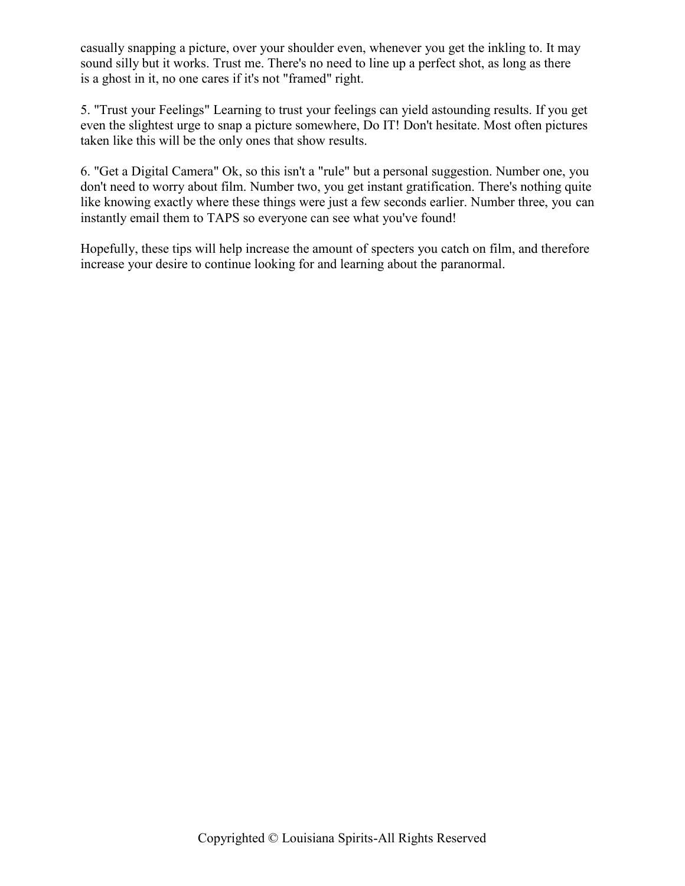casually snapping a picture, over your shoulder even, whenever you get the inkling to. It may sound silly but it works. Trust me. There's no need to line up a perfect shot, as long as there is a ghost in it, no one cares if it's not "framed" right.

5. "Trust your Feelings" Learning to trust your feelings can yield astounding results. If you get even the slightest urge to snap a picture somewhere, Do IT! Don't hesitate. Most often pictures taken like this will be the only ones that show results.

6. "Get a Digital Camera" Ok, so this isn't a "rule" but a personal suggestion. Number one, you don't need to worry about film. Number two, you get instant gratification. There's nothing quite like knowing exactly where these things were just a few seconds earlier. Number three, you can instantly email them to TAPS so everyone can see what you've found!

Hopefully, these tips will help increase the amount of specters you catch on film, and therefore increase your desire to continue looking for and learning about the paranormal.